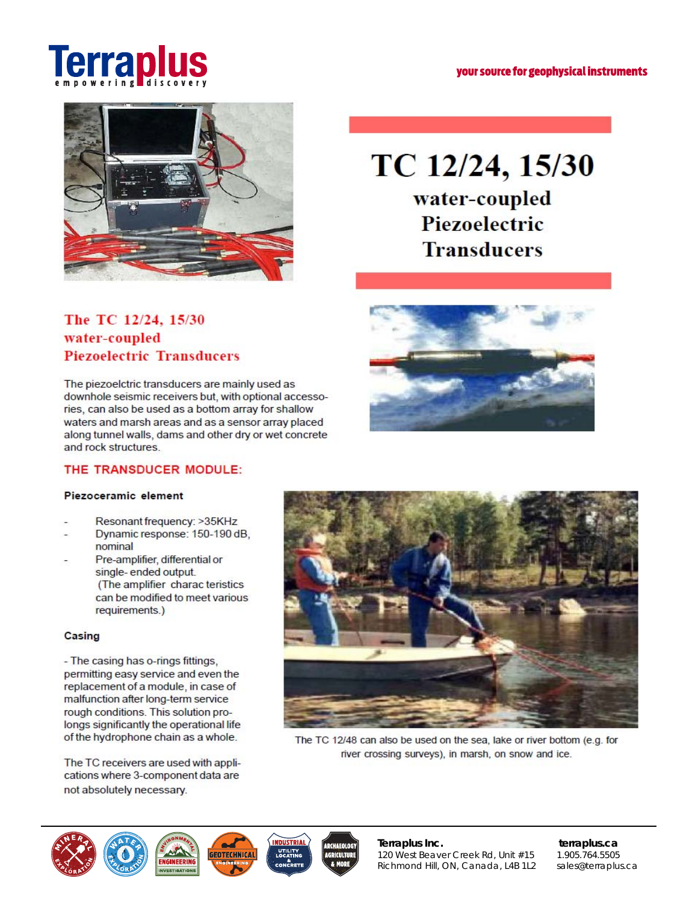# Terraplus
empowering discovery

your source for geophysical instruments

# TC 12/24, 15/30
## water-coupled Piezoelectric Transducers

### The TC 12/24, 15/30 water-coupled Piezoelectric Transducers

The piezoelctric transducers are mainly used as downhole seismic receivers but, with optional accessories, can also be used as a bottom array for shallow waters and marsh areas and as a sensor array placed along tunnel walls, dams and other dry or wet concrete and rock structures.

### THE TRANSDUCER MODULE:

**Piezoceramic element**

- Resonant frequency: >35KHz
- Dynamic response: 150-190 dB, nominal
- Pre-amplifier, differential or single- ended output. (The amplifier charac teristics can be modified to meet various requirements.)

**Casing**

- The casing has o-rings fittings, permitting easy service and even the replacement of a module, in case of malfunction after long-term service rough conditions. This solution prolongs significantly the operational life of the hydrophone chain as a whole.

The TC receivers are used with applications where 3-component data are not absolutely necessary.

The TC 12/48 can also be used on the sea, lake or river bottom (e.g. for river crossing surveys), in marsh, on snow and ice.

**Terraplus Inc.**
120 West Beaver Creek Rd, Unit #15
Richmond Hill, ON, Canada, L4B 1L2

**terraplus.ca**
1.905.764.5505
sales@terraplus.ca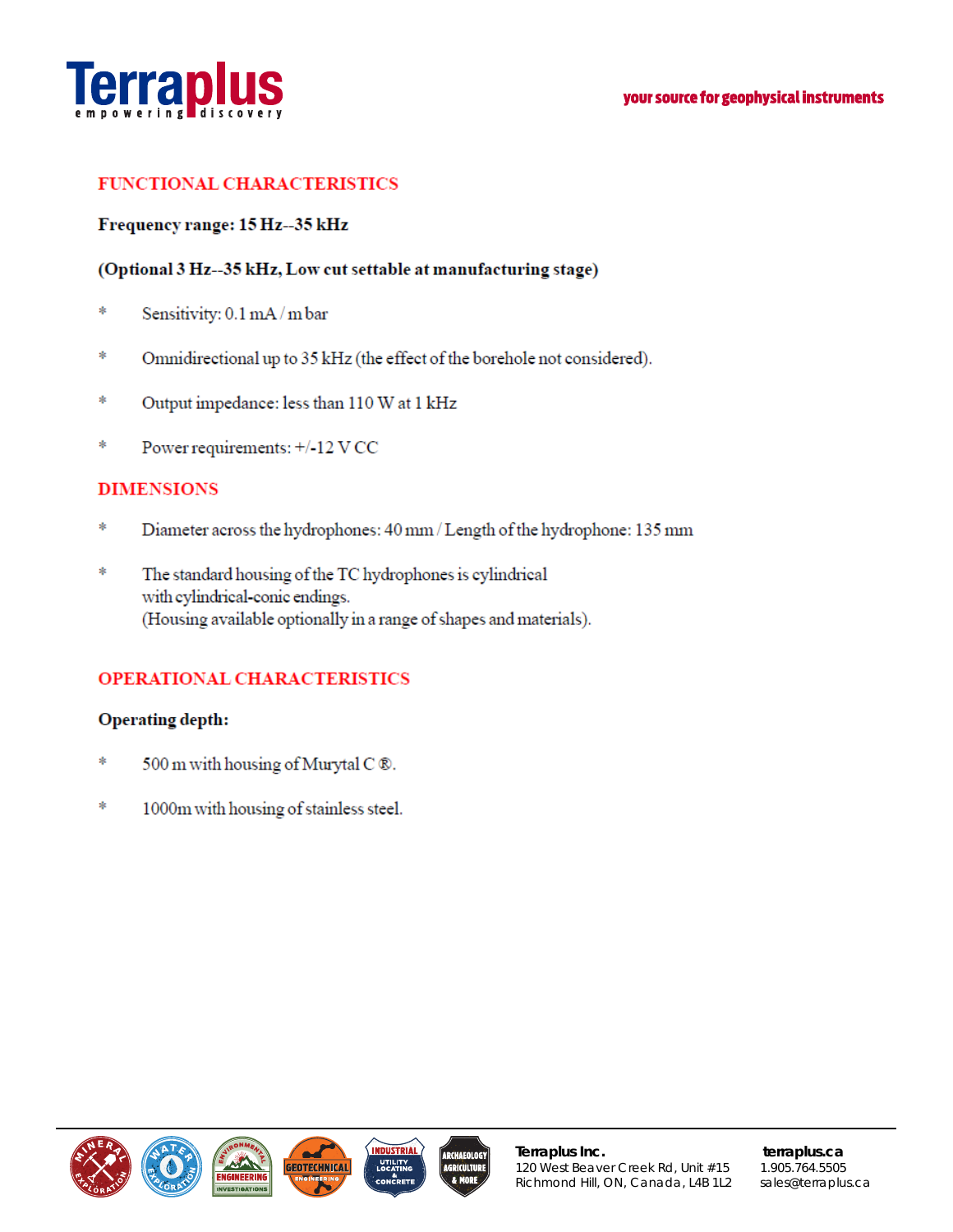## FUNCTIONAL CHARACTERISTICS

**Frequency range: 15 Hz--35 kHz**

**(Optional 3 Hz--35 kHz, Low cut settable at manufacturing stage)**

* Sensitivity: 0.1 mA / m bar
* Omnidirectional up to 35 kHz (the effect of the borehole not considered).
* Output impedance: less than 110 W at 1 kHz
* Power requirements: +/-12 V CC

## DIMENSIONS

* Diameter across the hydrophones: 40 mm / Length of the hydrophone: 135 mm
* The standard housing of the TC hydrophones is cylindrical with cylindrical-conic endings. (Housing available optionally in a range of shapes and materials).

## OPERATIONAL CHARACTERISTICS

**Operating depth:**

* 500 m with housing of Murytal C ®.
* 1000m with housing of stainless steel.